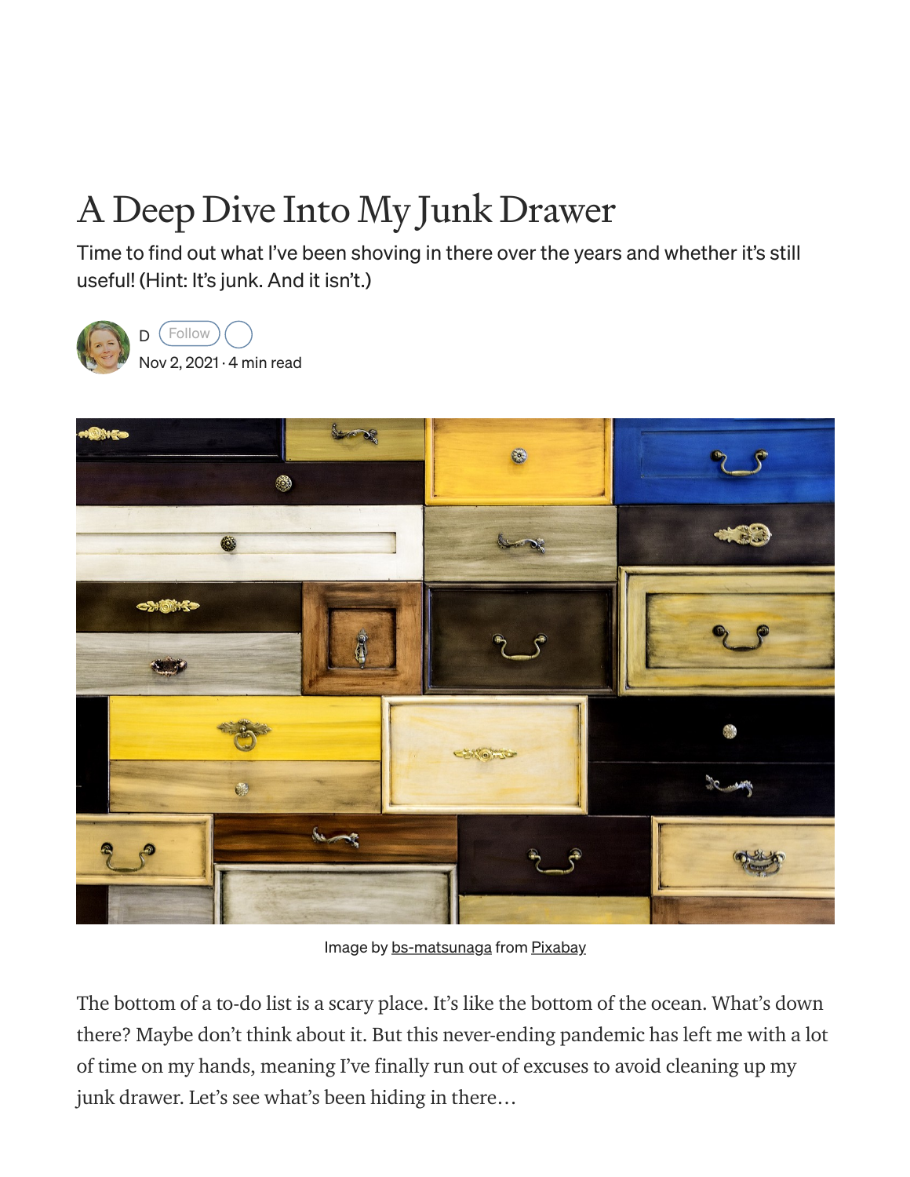# A Deep Dive Into My Junk Drawer

Time to find out what I've been shoving in there over the years and whether it's still useful! (Hint: It's junk. And it isn't.)

D Follow

Nov 2, 2021 · 4 min read

Image by bs-matsunaga from Pixabay

The bottom of a to-do list is a scary place. It's like the bottom of the ocean. What's down there? Maybe don't think about it. But this never-ending pandemic has left me with a lot of time on my hands, meaning I've finally run out of excuses to avoid cleaning up my junk drawer. Let's see what's been hiding in there…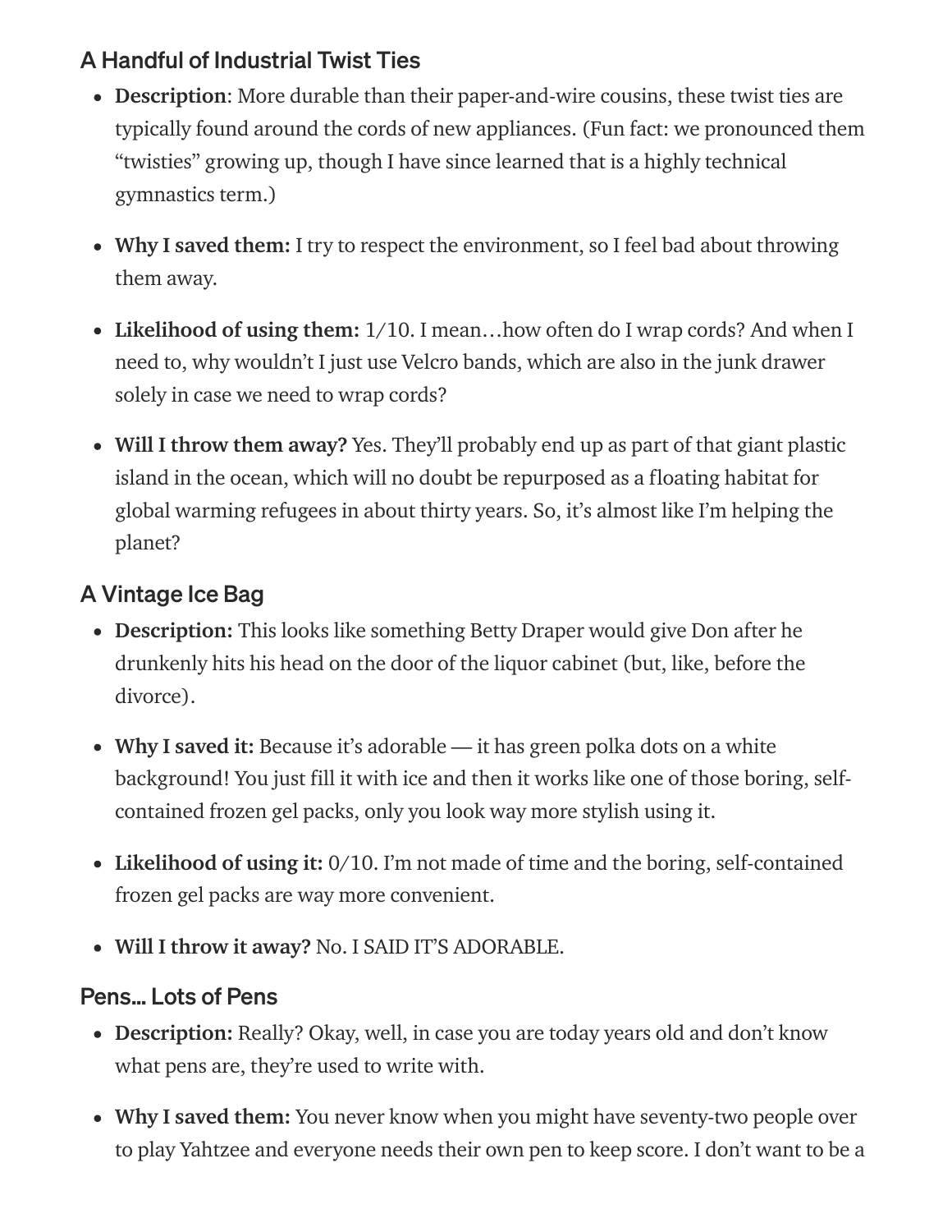### A Handful of Industrial Twist Ties

- **Description**: More durable than their paper-and-wire cousins, these twist ties are typically found around the cords of new appliances. (Fun fact: we pronounced them "twisties" growing up, though I have since learned that is a highly technical gymnastics term.)
- **Why I saved them:** I try to respect the environment, so I feel bad about throwing them away.
- **Likelihood of using them:** 1/10. I mean…how often do I wrap cords? And when I need to, why wouldn't I just use Velcro bands, which are also in the junk drawer solely in case we need to wrap cords?
- **Will I throw them away?** Yes. They'll probably end up as part of that giant plastic island in the ocean, which will no doubt be repurposed as a floating habitat for global warming refugees in about thirty years. So, it's almost like I'm helping the planet?

### A Vintage Ice Bag

- **Description:** This looks like something Betty Draper would give Don after he drunkenly hits his head on the door of the liquor cabinet (but, like, before the divorce).
- **Why I saved it:** Because it's adorable — it has green polka dots on a white background! You just fill it with ice and then it works like one of those boring, self-contained frozen gel packs, only you look way more stylish using it.
- **Likelihood of using it:** 0/10. I'm not made of time and the boring, self-contained frozen gel packs are way more convenient.
- **Will I throw it away?** No. I SAID IT'S ADORABLE.

### Pens… Lots of Pens

- **Description:** Really? Okay, well, in case you are today years old and don't know what pens are, they're used to write with.
- **Why I saved them:** You never know when you might have seventy-two people over to play Yahtzee and everyone needs their own pen to keep score. I don't want to be a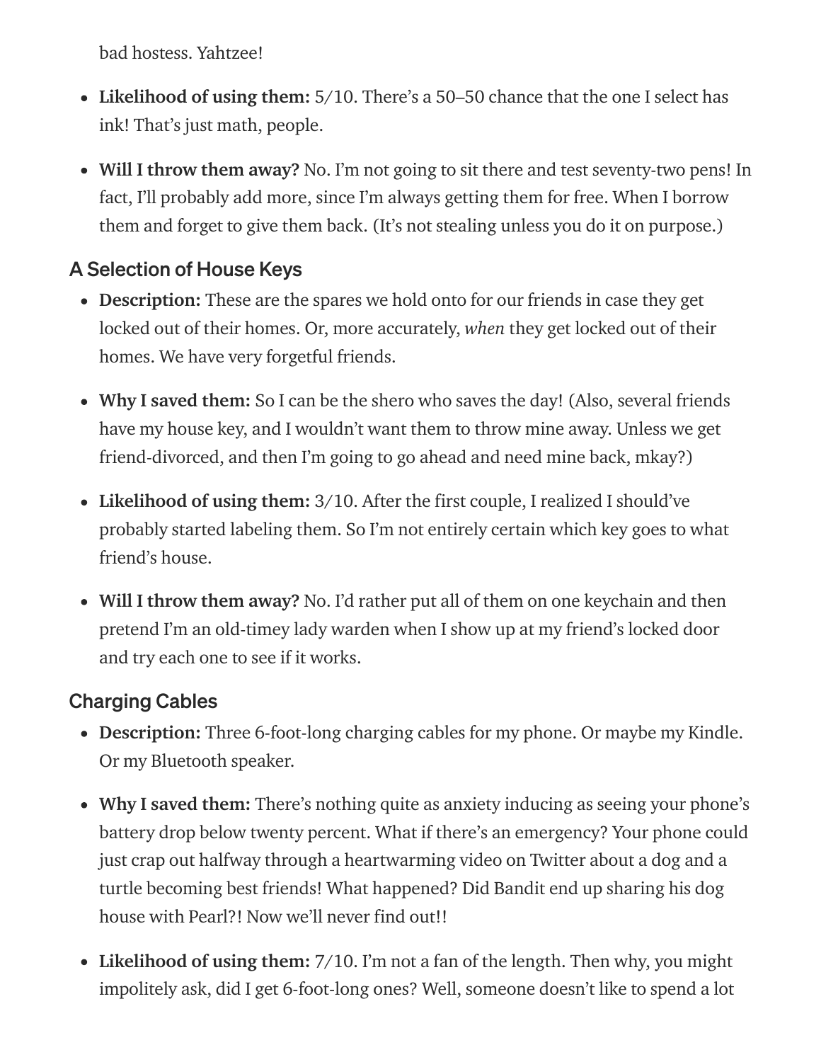bad hostess. Yahtzee!

- **Likelihood of using them:** 5/10. There's a 50–50 chance that the one I select has ink! That's just math, people.

- **Will I throw them away?** No. I'm not going to sit there and test seventy-two pens! In fact, I'll probably add more, since I'm always getting them for free. When I borrow them and forget to give them back. (It's not stealing unless you do it on purpose.)

### A Selection of House Keys

- **Description:** These are the spares we hold onto for our friends in case they get locked out of their homes. Or, more accurately, *when* they get locked out of their homes. We have very forgetful friends.

- **Why I saved them:** So I can be the shero who saves the day! (Also, several friends have my house key, and I wouldn't want them to throw mine away. Unless we get friend-divorced, and then I'm going to go ahead and need mine back, mkay?)

- **Likelihood of using them:** 3/10. After the first couple, I realized I should've probably started labeling them. So I'm not entirely certain which key goes to what friend's house.

- **Will I throw them away?** No. I'd rather put all of them on one keychain and then pretend I'm an old-timey lady warden when I show up at my friend's locked door and try each one to see if it works.

### Charging Cables

- **Description:** Three 6-foot-long charging cables for my phone. Or maybe my Kindle. Or my Bluetooth speaker.

- **Why I saved them:** There's nothing quite as anxiety inducing as seeing your phone's battery drop below twenty percent. What if there's an emergency? Your phone could just crap out halfway through a heartwarming video on Twitter about a dog and a turtle becoming best friends! What happened? Did Bandit end up sharing his dog house with Pearl?! Now we'll never find out!!

- **Likelihood of using them:** 7/10. I'm not a fan of the length. Then why, you might impolitely ask, did I get 6-foot-long ones? Well, someone doesn't like to spend a lot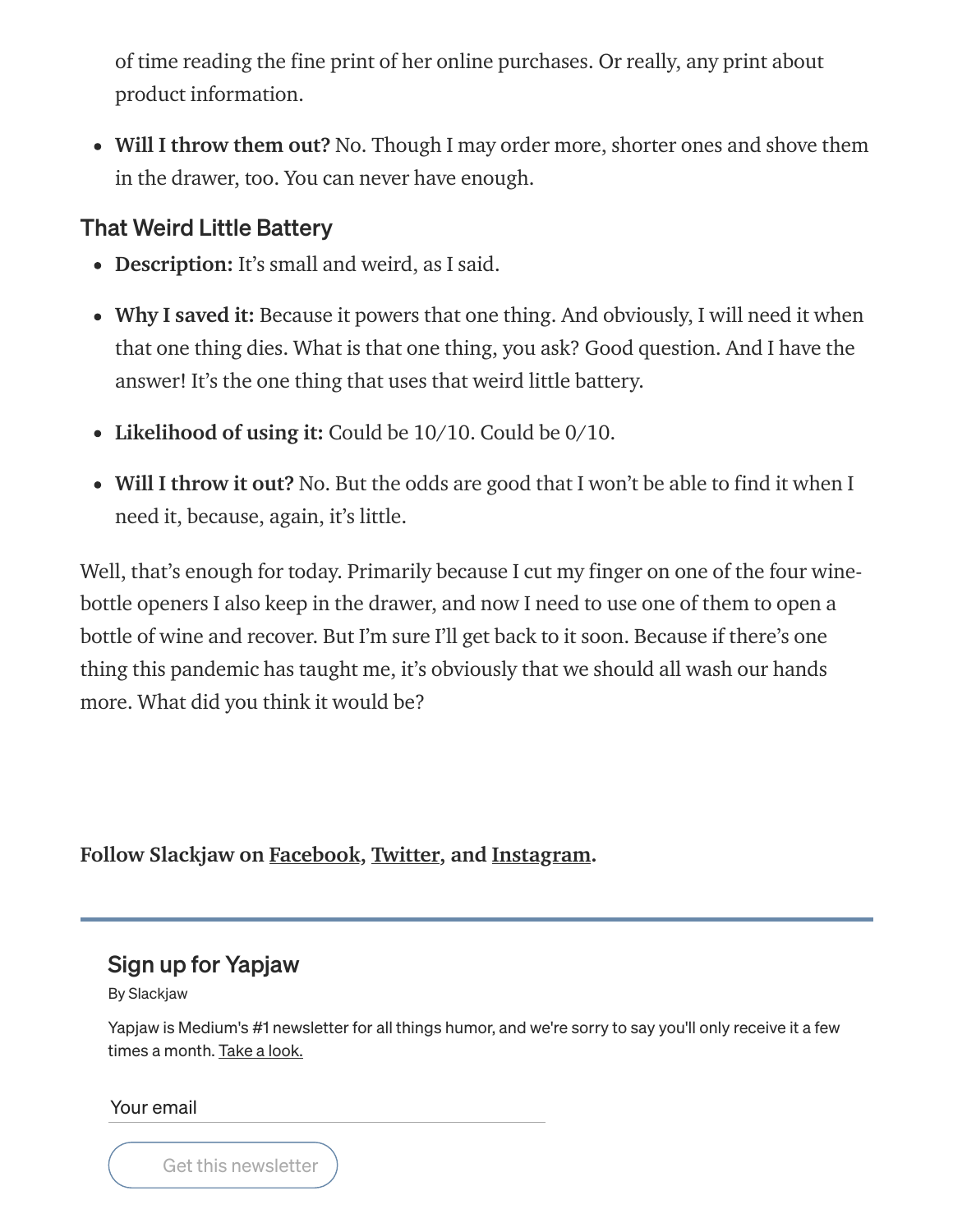of time reading the fine print of her online purchases. Or really, any print about product information.

- **Will I throw them out?** No. Though I may order more, shorter ones and shove them in the drawer, too. You can never have enough.

### That Weird Little Battery

- **Description:** It's small and weird, as I said.
- **Why I saved it:** Because it powers that one thing. And obviously, I will need it when that one thing dies. What is that one thing, you ask? Good question. And I have the answer! It's the one thing that uses that weird little battery.
- **Likelihood of using it:** Could be 10/10. Could be 0/10.
- **Will I throw it out?** No. But the odds are good that I won't be able to find it when I need it, because, again, it's little.

Well, that's enough for today. Primarily because I cut my finger on one of the four wine-bottle openers I also keep in the drawer, and now I need to use one of them to open a bottle of wine and recover. But I'm sure I'll get back to it soon. Because if there's one thing this pandemic has taught me, it's obviously that we should all wash our hands more. What did you think it would be?

**Follow Slackjaw on Facebook, Twitter, and Instagram.**

---

### Sign up for Yapjaw

By Slackjaw

Yapjaw is Medium's #1 newsletter for all things humor, and we're sorry to say you'll only receive it a few times a month. Take a look.

Your email

Get this newsletter